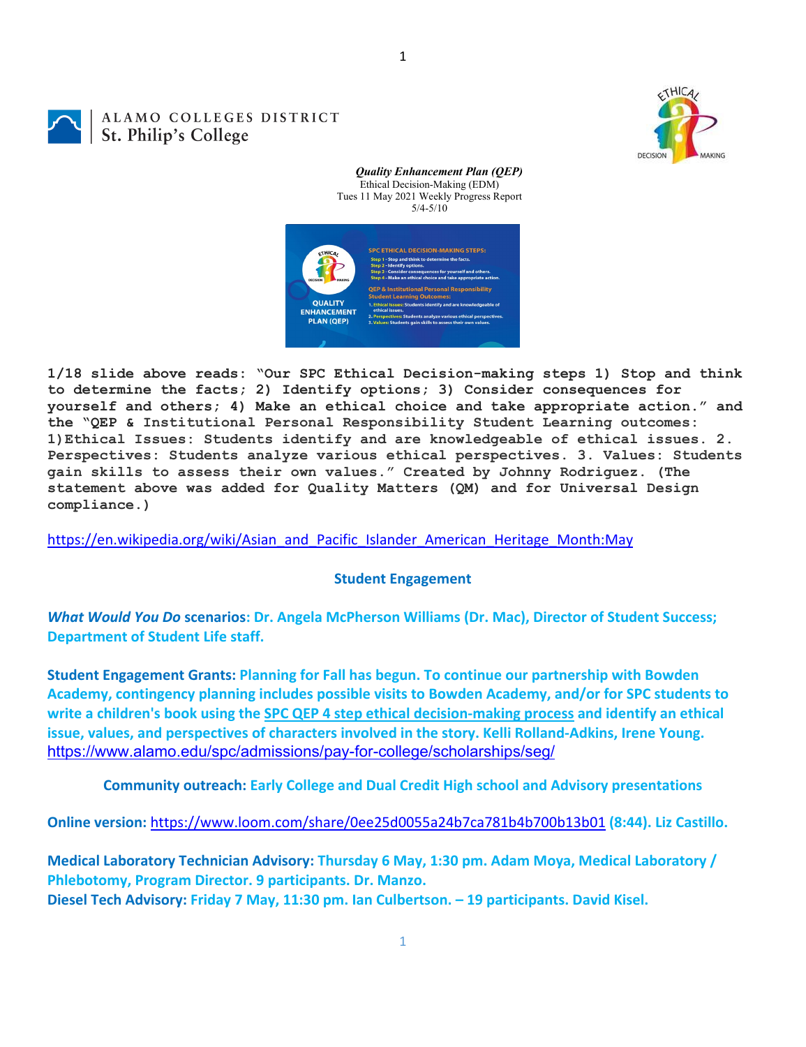ALAMO COLLEGES DISTRICT
St. Philip's College

***Quality Enhancement Plan (QEP)***
Ethical Decision-Making (EDM)
Tues 11 May 2021 Weekly Progress Report
5/4-5/10

**1/18 slide above reads: "Our SPC Ethical Decision-making steps 1) Stop and think to determine the facts; 2) Identify options; 3) Consider consequences for yourself and others; 4) Make an ethical choice and take appropriate action." and the "QEP & Institutional Personal Responsibility Student Learning outcomes: 1)Ethical Issues: Students identify and are knowledgeable of ethical issues. 2. Perspectives: Students analyze various ethical perspectives. 3. Values: Students gain skills to assess their own values." Created by Johnny Rodriguez. (The statement above was added for Quality Matters (QM) and for Universal Design compliance.)**

https://en.wikipedia.org/wiki/Asian_and_Pacific_Islander_American_Heritage_Month:May

## Student Engagement

***What Would You Do* scenarios: Dr. Angela McPherson Williams (Dr. Mac), Director of Student Success; Department of Student Life staff.**

**Student Engagement Grants: Planning for Fall has begun. To continue our partnership with Bowden Academy, contingency planning includes possible visits to Bowden Academy, and/or for SPC students to write a children's book using the SPC QEP 4 step ethical decision-making process and identify an ethical issue, values, and perspectives of characters involved in the story. Kelli Rolland-Adkins, Irene Young.**
https://www.alamo.edu/spc/admissions/pay-for-college/scholarships/seg/

**Community outreach: Early College and Dual Credit High school and Advisory presentations**

**Online version:** https://www.loom.com/share/0ee25d0055a24b7ca781b4b700b13b01 **(8:44). Liz Castillo.**

**Medical Laboratory Technician Advisory: Thursday 6 May, 1:30 pm. Adam Moya, Medical Laboratory / Phlebotomy, Program Director. 9 participants. Dr. Manzo.**
**Diesel Tech Advisory: Friday 7 May, 11:30 pm. Ian Culbertson. – 19 participants. David Kisel.**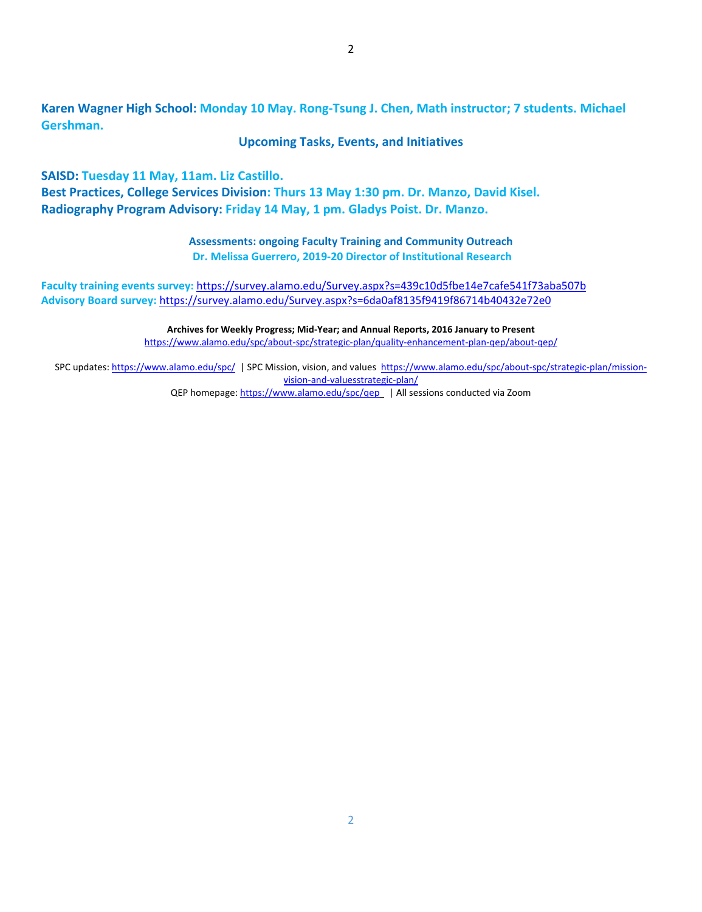**Karen Wagner High School: Monday 10 May. Rong-Tsung J. Chen, Math instructor; 7 students. Michael Gershman.**

## Upcoming Tasks, Events, and Initiatives

**SAISD: Tuesday 11 May, 11am. Liz Castillo.**
**Best Practices, College Services Division: Thurs 13 May 1:30 pm. Dr. Manzo, David Kisel.**
**Radiography Program Advisory: Friday 14 May, 1 pm. Gladys Poist. Dr. Manzo.**

### Assessments: ongoing Faculty Training and Community Outreach

**Dr. Melissa Guerrero, 2019-20 Director of Institutional Research**

**Faculty training events survey:** https://survey.alamo.edu/Survey.aspx?s=439c10d5fbe14e7cafe541f73aba507b
**Advisory Board survey:** https://survey.alamo.edu/Survey.aspx?s=6da0af8135f9419f86714b40432e72e0

**Archives for Weekly Progress; Mid-Year; and Annual Reports, 2016 January to Present**
https://www.alamo.edu/spc/about-spc/strategic-plan/quality-enhancement-plan-qep/about-qep/

SPC updates: https://www.alamo.edu/spc/ | SPC Mission, vision, and values https://www.alamo.edu/spc/about-spc/strategic-plan/mission-vision-and-valuesstrategic-plan/
QEP homepage: https://www.alamo.edu/spc/qep | All sessions conducted via Zoom